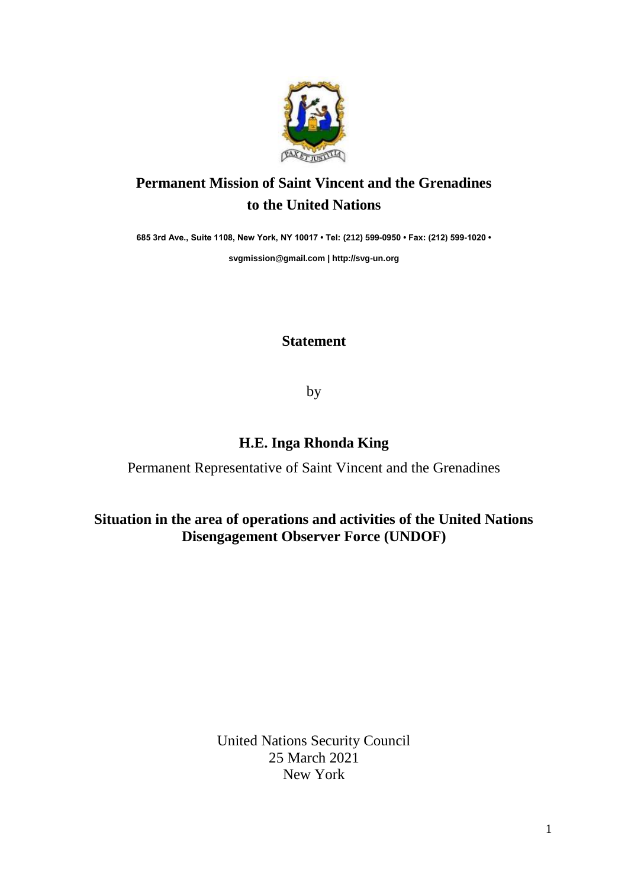**Permanent Mission of Saint Vincent and the Grenadines to the United Nations**

**685 3rd Ave., Suite 1108, New York, NY 10017 • Tel: (212) 599-0950 • Fax: (212) 599-1020 •**

**svgmission@gmail.com | http://svg-un.org**

**Statement**

by

**H.E. Inga Rhonda King**

Permanent Representative of Saint Vincent and the Grenadines

**Situation in the area of operations and activities of the United Nations Disengagement Observer Force (UNDOF)**

United Nations Security Council
25 March 2021
New York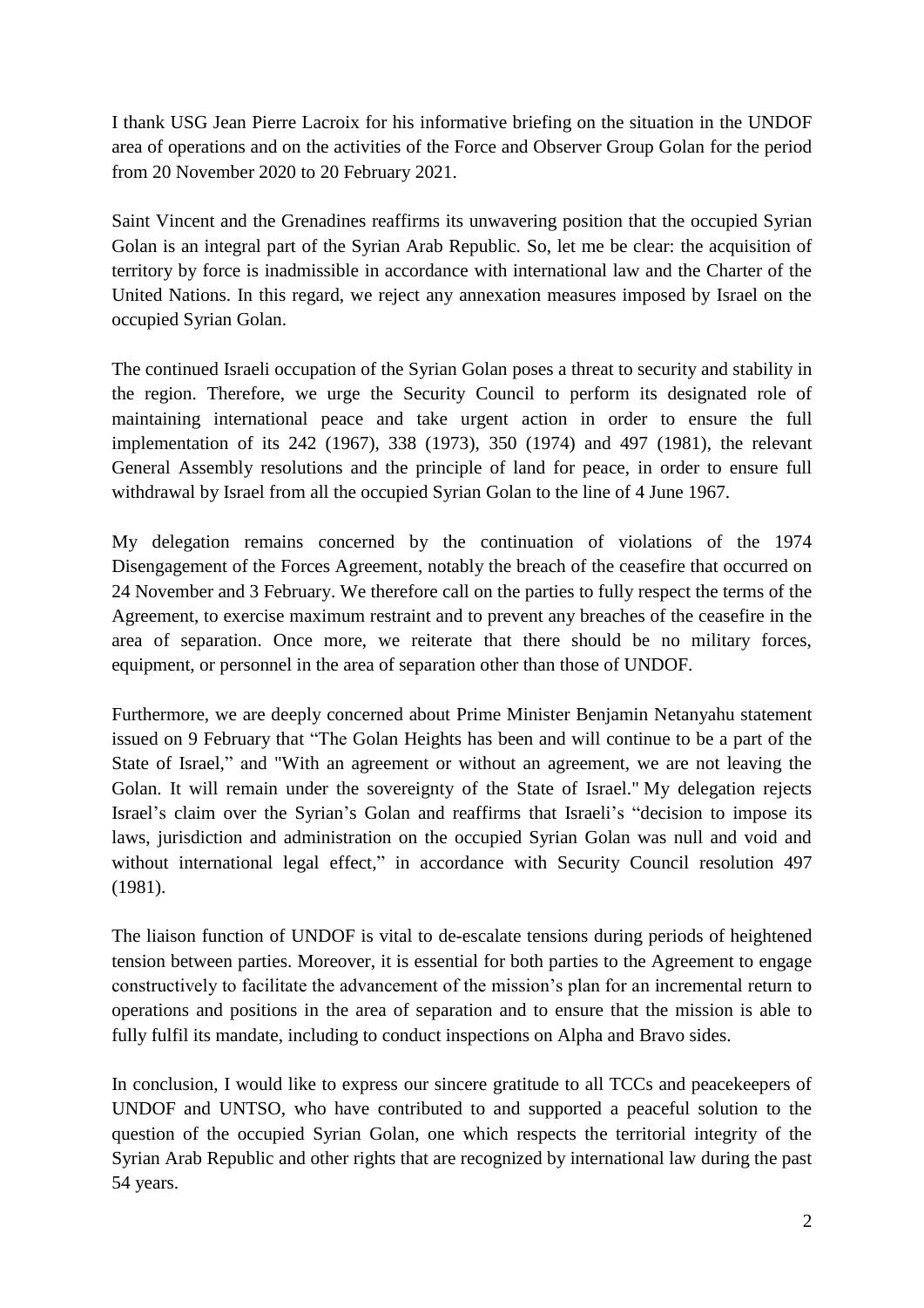I thank USG Jean Pierre Lacroix for his informative briefing on the situation in the UNDOF area of operations and on the activities of the Force and Observer Group Golan for the period from 20 November 2020 to 20 February 2021.

Saint Vincent and the Grenadines reaffirms its unwavering position that the occupied Syrian Golan is an integral part of the Syrian Arab Republic. So, let me be clear: the acquisition of territory by force is inadmissible in accordance with international law and the Charter of the United Nations. In this regard, we reject any annexation measures imposed by Israel on the occupied Syrian Golan.

The continued Israeli occupation of the Syrian Golan poses a threat to security and stability in the region. Therefore, we urge the Security Council to perform its designated role of maintaining international peace and take urgent action in order to ensure the full implementation of its 242 (1967), 338 (1973), 350 (1974) and 497 (1981), the relevant General Assembly resolutions and the principle of land for peace, in order to ensure full withdrawal by Israel from all the occupied Syrian Golan to the line of 4 June 1967.

My delegation remains concerned by the continuation of violations of the 1974 Disengagement of the Forces Agreement, notably the breach of the ceasefire that occurred on 24 November and 3 February. We therefore call on the parties to fully respect the terms of the Agreement, to exercise maximum restraint and to prevent any breaches of the ceasefire in the area of separation. Once more, we reiterate that there should be no military forces, equipment, or personnel in the area of separation other than those of UNDOF.

Furthermore, we are deeply concerned about Prime Minister Benjamin Netanyahu statement issued on 9 February that "The Golan Heights has been and will continue to be a part of the State of Israel," and "With an agreement or without an agreement, we are not leaving the Golan. It will remain under the sovereignty of the State of Israel." My delegation rejects Israel's claim over the Syrian's Golan and reaffirms that Israeli's "decision to impose its laws, jurisdiction and administration on the occupied Syrian Golan was null and void and without international legal effect," in accordance with Security Council resolution 497 (1981).

The liaison function of UNDOF is vital to de-escalate tensions during periods of heightened tension between parties. Moreover, it is essential for both parties to the Agreement to engage constructively to facilitate the advancement of the mission's plan for an incremental return to operations and positions in the area of separation and to ensure that the mission is able to fully fulfil its mandate, including to conduct inspections on Alpha and Bravo sides.

In conclusion, I would like to express our sincere gratitude to all TCCs and peacekeepers of UNDOF and UNTSO, who have contributed to and supported a peaceful solution to the question of the occupied Syrian Golan, one which respects the territorial integrity of the Syrian Arab Republic and other rights that are recognized by international law during the past 54 years.